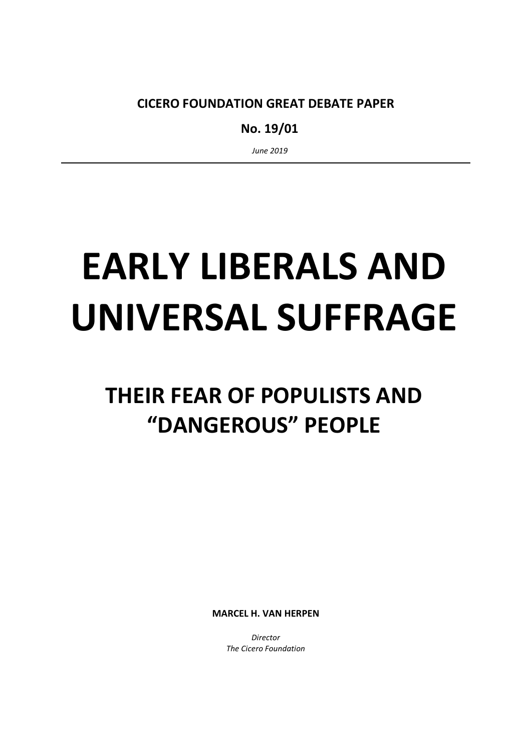**CICERO FOUNDATION GREAT DEBATE PAPER**

**No. 19/01**

*June 2019*

---

# EARLY LIBERALS AND UNIVERSAL SUFFRAGE

## THEIR FEAR OF POPULISTS AND "DANGEROUS" PEOPLE

**MARCEL H. VAN HERPEN**

*Director*
*The Cicero Foundation*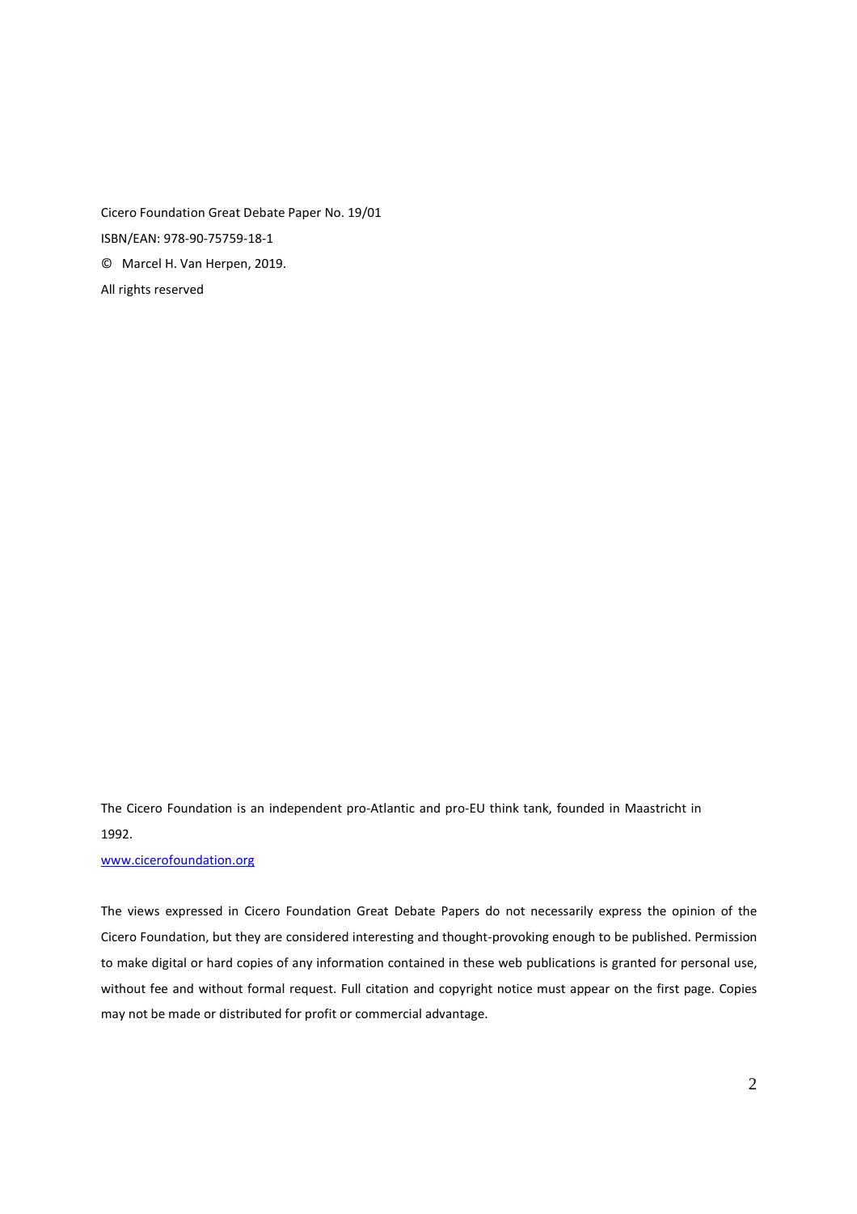Cicero Foundation Great Debate Paper No. 19/01

ISBN/EAN: 978-90-75759-18-1

© Marcel H. Van Herpen, 2019.

All rights reserved

The Cicero Foundation is an independent pro-Atlantic and pro-EU think tank, founded in Maastricht in 1992.

www.cicerofoundation.org

The views expressed in Cicero Foundation Great Debate Papers do not necessarily express the opinion of the Cicero Foundation, but they are considered interesting and thought-provoking enough to be published. Permission to make digital or hard copies of any information contained in these web publications is granted for personal use, without fee and without formal request. Full citation and copyright notice must appear on the first page. Copies may not be made or distributed for profit or commercial advantage.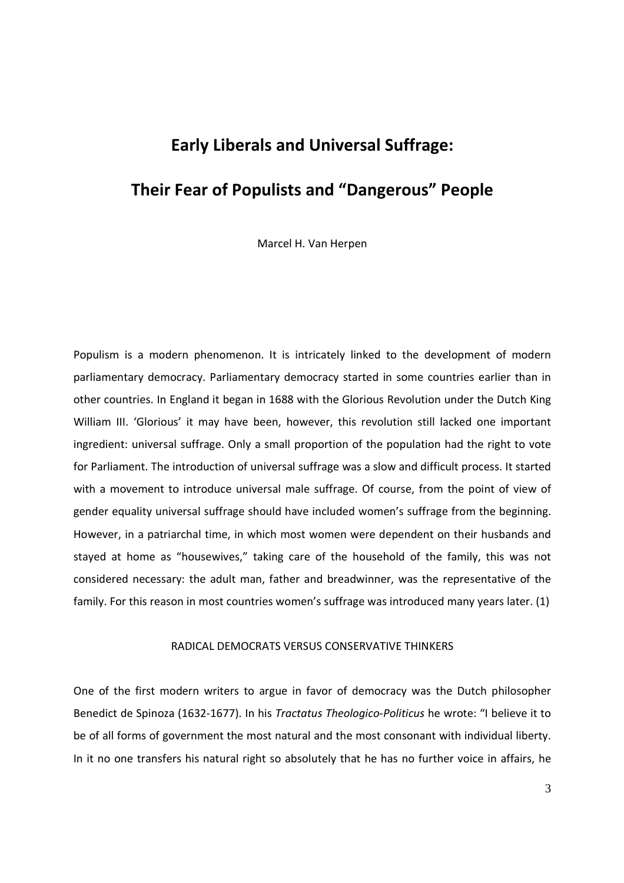# Early Liberals and Universal Suffrage:

# Their Fear of Populists and "Dangerous" People

Marcel H. Van Herpen

Populism is a modern phenomenon. It is intricately linked to the development of modern parliamentary democracy. Parliamentary democracy started in some countries earlier than in other countries. In England it began in 1688 with the Glorious Revolution under the Dutch King William III. 'Glorious' it may have been, however, this revolution still lacked one important ingredient: universal suffrage. Only a small proportion of the population had the right to vote for Parliament. The introduction of universal suffrage was a slow and difficult process. It started with a movement to introduce universal male suffrage. Of course, from the point of view of gender equality universal suffrage should have included women's suffrage from the beginning. However, in a patriarchal time, in which most women were dependent on their husbands and stayed at home as "housewives," taking care of the household of the family, this was not considered necessary: the adult man, father and breadwinner, was the representative of the family. For this reason in most countries women's suffrage was introduced many years later. (1)

## RADICAL DEMOCRATS VERSUS CONSERVATIVE THINKERS

One of the first modern writers to argue in favor of democracy was the Dutch philosopher Benedict de Spinoza (1632-1677). In his *Tractatus Theologico-Politicus* he wrote: "I believe it to be of all forms of government the most natural and the most consonant with individual liberty. In it no one transfers his natural right so absolutely that he has no further voice in affairs, he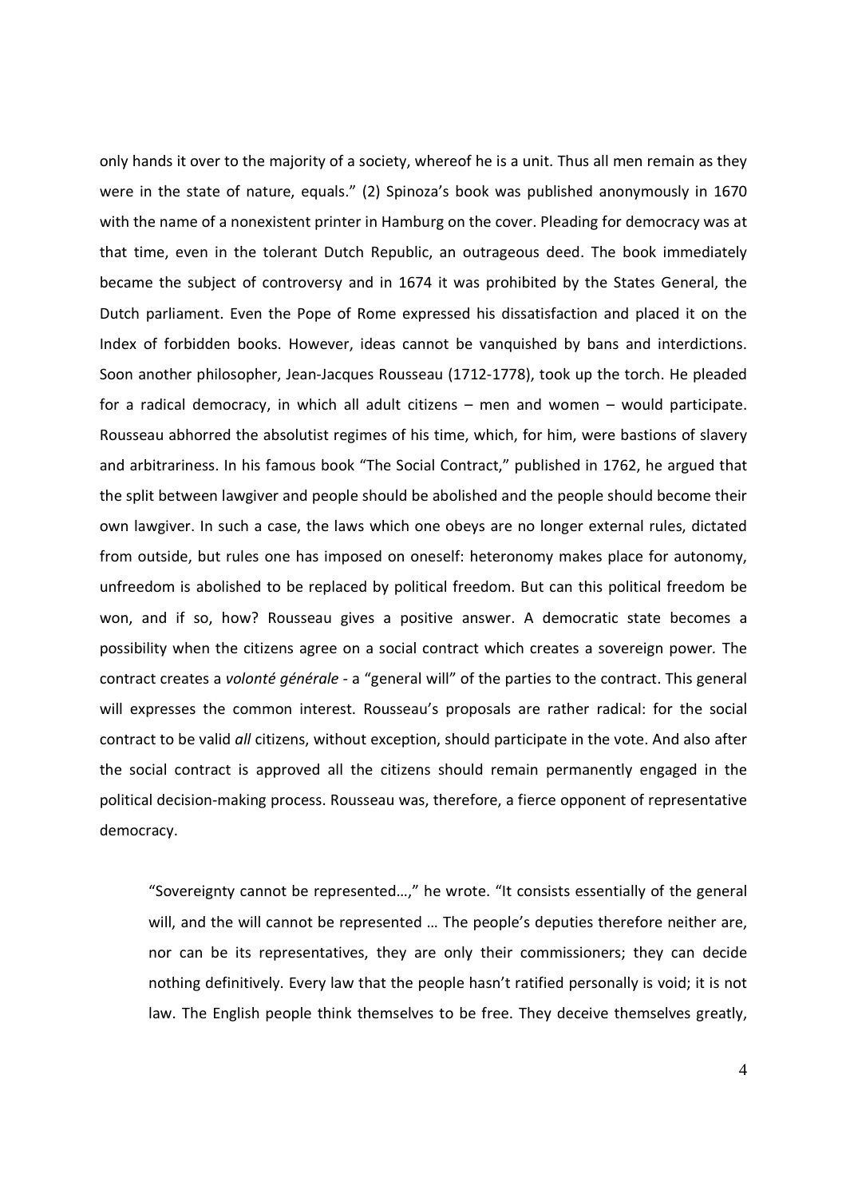only hands it over to the majority of a society, whereof he is a unit. Thus all men remain as they were in the state of nature, equals." (2) Spinoza's book was published anonymously in 1670 with the name of a nonexistent printer in Hamburg on the cover. Pleading for democracy was at that time, even in the tolerant Dutch Republic, an outrageous deed. The book immediately became the subject of controversy and in 1674 it was prohibited by the States General, the Dutch parliament. Even the Pope of Rome expressed his dissatisfaction and placed it on the Index of forbidden books. However, ideas cannot be vanquished by bans and interdictions. Soon another philosopher, Jean-Jacques Rousseau (1712-1778), took up the torch. He pleaded for a radical democracy, in which all adult citizens – men and women – would participate. Rousseau abhorred the absolutist regimes of his time, which, for him, were bastions of slavery and arbitrariness. In his famous book "The Social Contract," published in 1762, he argued that the split between lawgiver and people should be abolished and the people should become their own lawgiver. In such a case, the laws which one obeys are no longer external rules, dictated from outside, but rules one has imposed on oneself: heteronomy makes place for autonomy, unfreedom is abolished to be replaced by political freedom. But can this political freedom be won, and if so, how? Rousseau gives a positive answer. A democratic state becomes a possibility when the citizens agree on a social contract which creates a sovereign power. The contract creates a *volonté générale* - a "general will" of the parties to the contract. This general will expresses the common interest. Rousseau's proposals are rather radical: for the social contract to be valid *all* citizens, without exception, should participate in the vote. And also after the social contract is approved all the citizens should remain permanently engaged in the political decision-making process. Rousseau was, therefore, a fierce opponent of representative democracy.

> "Sovereignty cannot be represented…," he wrote. "It consists essentially of the general will, and the will cannot be represented … The people's deputies therefore neither are, nor can be its representatives, they are only their commissioners; they can decide nothing definitively. Every law that the people hasn't ratified personally is void; it is not law. The English people think themselves to be free. They deceive themselves greatly,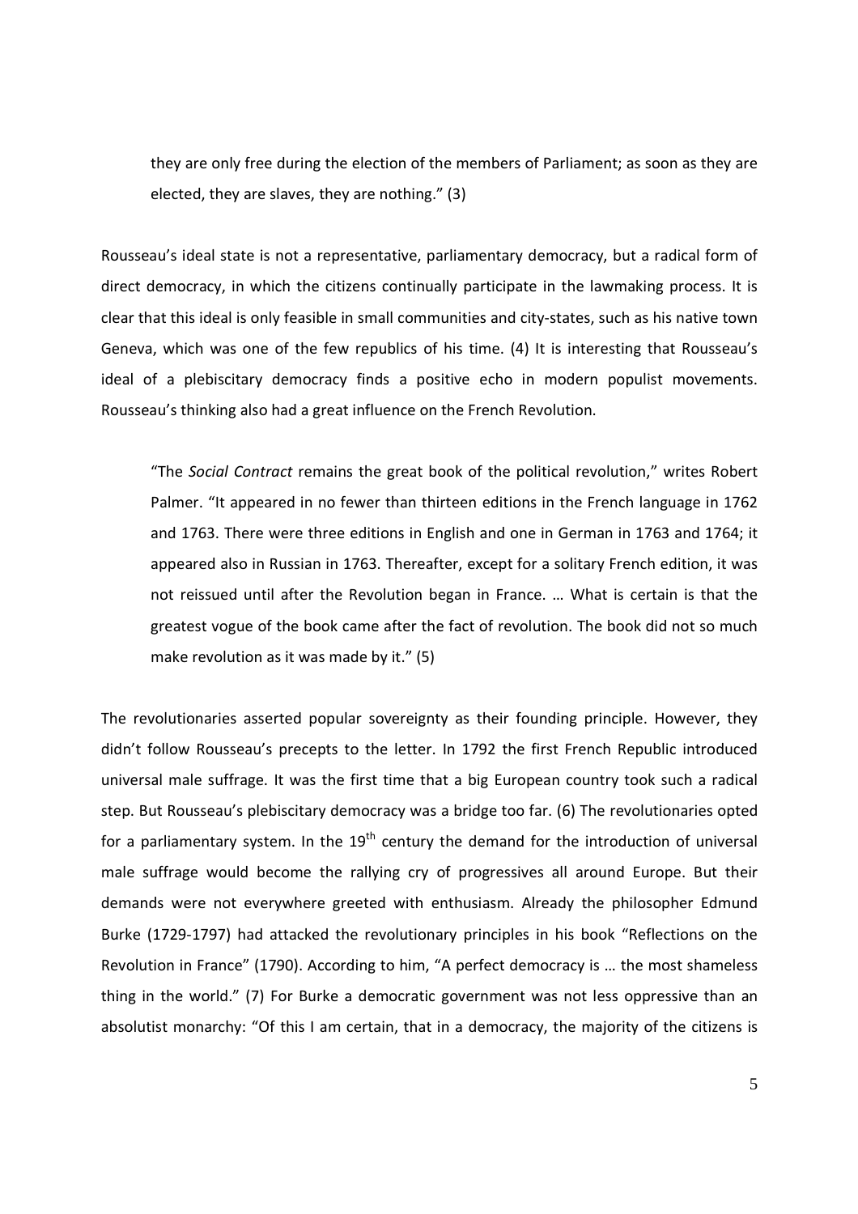> they are only free during the election of the members of Parliament; as soon as they are elected, they are slaves, they are nothing." (3)

Rousseau's ideal state is not a representative, parliamentary democracy, but a radical form of direct democracy, in which the citizens continually participate in the lawmaking process. It is clear that this ideal is only feasible in small communities and city-states, such as his native town Geneva, which was one of the few republics of his time. (4) It is interesting that Rousseau's ideal of a plebiscitary democracy finds a positive echo in modern populist movements. Rousseau's thinking also had a great influence on the French Revolution.

> "The *Social Contract* remains the great book of the political revolution," writes Robert Palmer. "It appeared in no fewer than thirteen editions in the French language in 1762 and 1763. There were three editions in English and one in German in 1763 and 1764; it appeared also in Russian in 1763. Thereafter, except for a solitary French edition, it was not reissued until after the Revolution began in France. … What is certain is that the greatest vogue of the book came after the fact of revolution. The book did not so much make revolution as it was made by it." (5)

The revolutionaries asserted popular sovereignty as their founding principle. However, they didn't follow Rousseau's precepts to the letter. In 1792 the first French Republic introduced universal male suffrage. It was the first time that a big European country took such a radical step. But Rousseau's plebiscitary democracy was a bridge too far. (6) The revolutionaries opted for a parliamentary system. In the 19th century the demand for the introduction of universal male suffrage would become the rallying cry of progressives all around Europe. But their demands were not everywhere greeted with enthusiasm. Already the philosopher Edmund Burke (1729-1797) had attacked the revolutionary principles in his book "Reflections on the Revolution in France" (1790). According to him, "A perfect democracy is … the most shameless thing in the world." (7) For Burke a democratic government was not less oppressive than an absolutist monarchy: "Of this I am certain, that in a democracy, the majority of the citizens is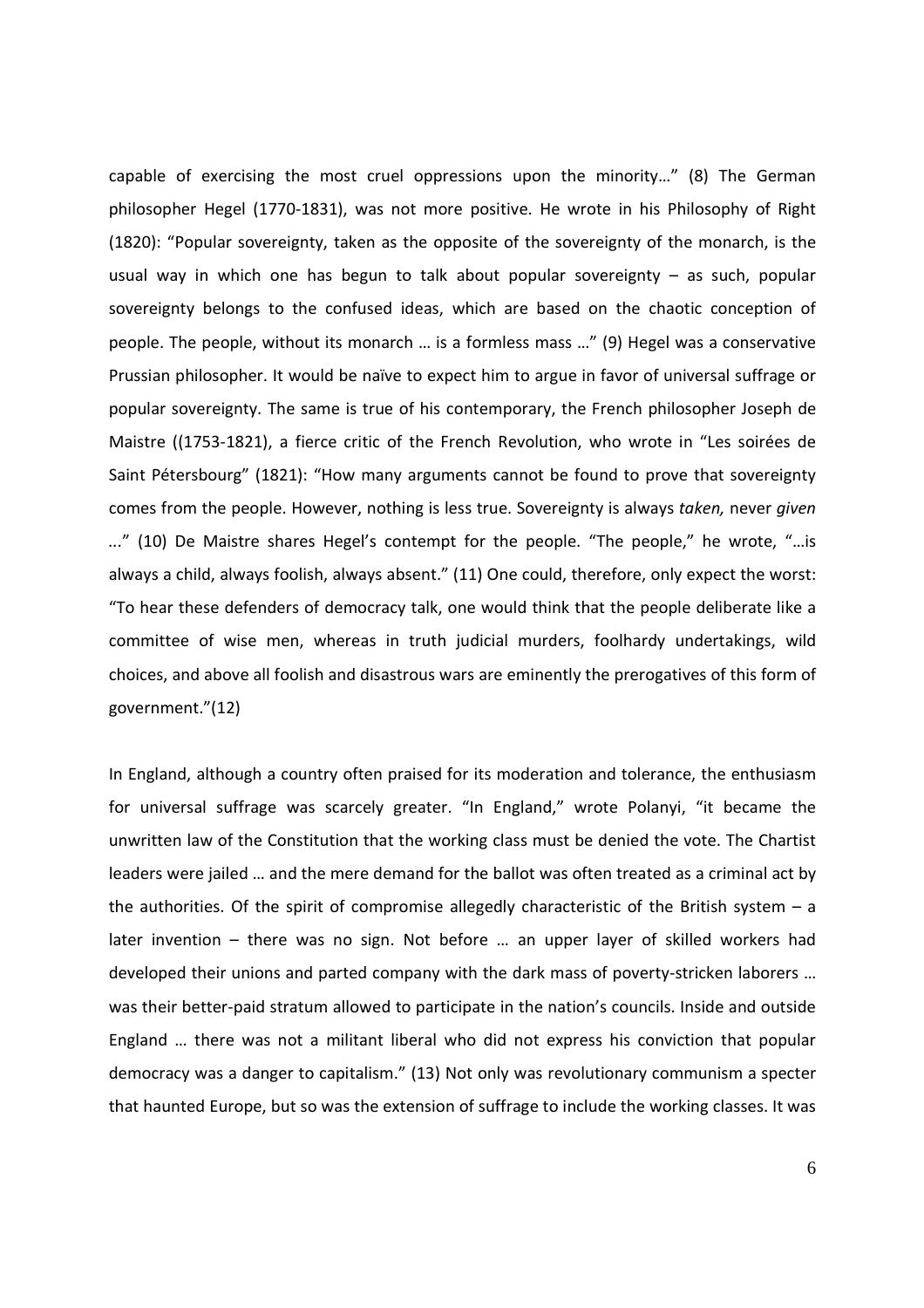capable of exercising the most cruel oppressions upon the minority…" (8) The German philosopher Hegel (1770-1831), was not more positive. He wrote in his Philosophy of Right (1820): "Popular sovereignty, taken as the opposite of the sovereignty of the monarch, is the usual way in which one has begun to talk about popular sovereignty – as such, popular sovereignty belongs to the confused ideas, which are based on the chaotic conception of people. The people, without its monarch … is a formless mass …" (9) Hegel was a conservative Prussian philosopher. It would be naïve to expect him to argue in favor of universal suffrage or popular sovereignty. The same is true of his contemporary, the French philosopher Joseph de Maistre ((1753-1821), a fierce critic of the French Revolution, who wrote in "Les soirées de Saint Pétersbourg" (1821): "How many arguments cannot be found to prove that sovereignty comes from the people. However, nothing is less true. Sovereignty is always *taken,* never *given* ..." (10) De Maistre shares Hegel's contempt for the people. "The people," he wrote, "…is always a child, always foolish, always absent." (11) One could, therefore, only expect the worst: "To hear these defenders of democracy talk, one would think that the people deliberate like a committee of wise men, whereas in truth judicial murders, foolhardy undertakings, wild choices, and above all foolish and disastrous wars are eminently the prerogatives of this form of government."(12)

In England, although a country often praised for its moderation and tolerance, the enthusiasm for universal suffrage was scarcely greater. "In England," wrote Polanyi, "it became the unwritten law of the Constitution that the working class must be denied the vote. The Chartist leaders were jailed … and the mere demand for the ballot was often treated as a criminal act by the authorities. Of the spirit of compromise allegedly characteristic of the British system – a later invention – there was no sign. Not before … an upper layer of skilled workers had developed their unions and parted company with the dark mass of poverty-stricken laborers … was their better-paid stratum allowed to participate in the nation's councils. Inside and outside England … there was not a militant liberal who did not express his conviction that popular democracy was a danger to capitalism." (13) Not only was revolutionary communism a specter that haunted Europe, but so was the extension of suffrage to include the working classes. It was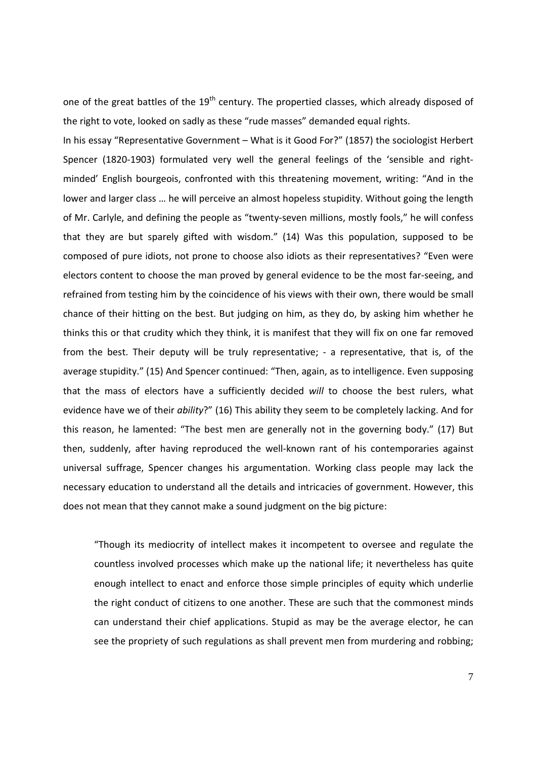one of the great battles of the 19th century. The propertied classes, which already disposed of the right to vote, looked on sadly as these "rude masses" demanded equal rights.

In his essay "Representative Government – What is it Good For?" (1857) the sociologist Herbert Spencer (1820-1903) formulated very well the general feelings of the 'sensible and right-minded' English bourgeois, confronted with this threatening movement, writing: "And in the lower and larger class … he will perceive an almost hopeless stupidity. Without going the length of Mr. Carlyle, and defining the people as "twenty-seven millions, mostly fools," he will confess that they are but sparely gifted with wisdom." (14) Was this population, supposed to be composed of pure idiots, not prone to choose also idiots as their representatives? "Even were electors content to choose the man proved by general evidence to be the most far-seeing, and refrained from testing him by the coincidence of his views with their own, there would be small chance of their hitting on the best. But judging on him, as they do, by asking him whether he thinks this or that crudity which they think, it is manifest that they will fix on one far removed from the best. Their deputy will be truly representative; - a representative, that is, of the average stupidity." (15) And Spencer continued: "Then, again, as to intelligence. Even supposing that the mass of electors have a sufficiently decided *will* to choose the best rulers, what evidence have we of their *ability*?" (16) This ability they seem to be completely lacking. And for this reason, he lamented: "The best men are generally not in the governing body." (17) But then, suddenly, after having reproduced the well-known rant of his contemporaries against universal suffrage, Spencer changes his argumentation. Working class people may lack the necessary education to understand all the details and intricacies of government. However, this does not mean that they cannot make a sound judgment on the big picture:

> "Though its mediocrity of intellect makes it incompetent to oversee and regulate the countless involved processes which make up the national life; it nevertheless has quite enough intellect to enact and enforce those simple principles of equity which underlie the right conduct of citizens to one another. These are such that the commonest minds can understand their chief applications. Stupid as may be the average elector, he can see the propriety of such regulations as shall prevent men from murdering and robbing;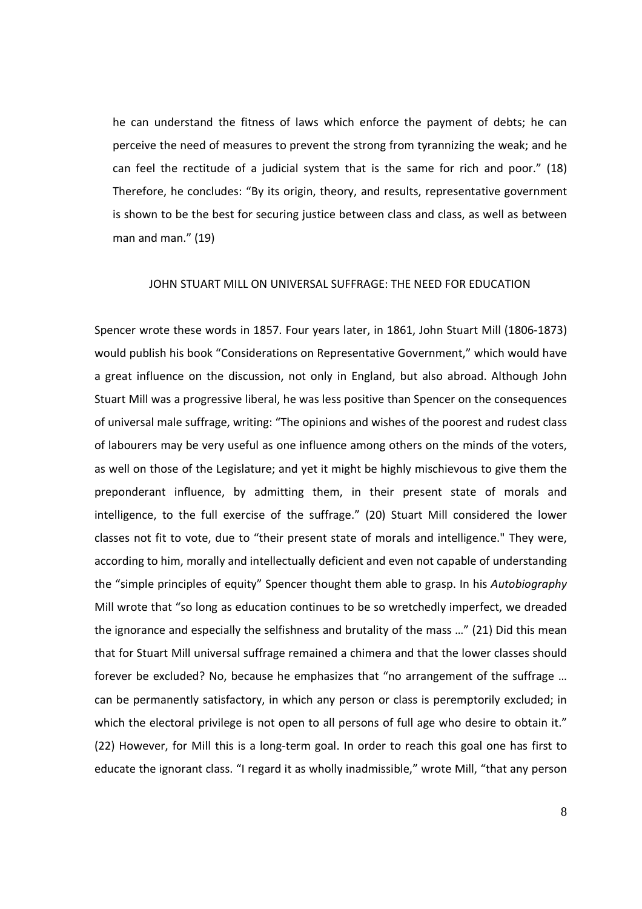he can understand the fitness of laws which enforce the payment of debts; he can perceive the need of measures to prevent the strong from tyrannizing the weak; and he can feel the rectitude of a judicial system that is the same for rich and poor." (18) Therefore, he concludes: "By its origin, theory, and results, representative government is shown to be the best for securing justice between class and class, as well as between man and man." (19)

## JOHN STUART MILL ON UNIVERSAL SUFFRAGE: THE NEED FOR EDUCATION

Spencer wrote these words in 1857. Four years later, in 1861, John Stuart Mill (1806-1873) would publish his book "Considerations on Representative Government," which would have a great influence on the discussion, not only in England, but also abroad. Although John Stuart Mill was a progressive liberal, he was less positive than Spencer on the consequences of universal male suffrage, writing: "The opinions and wishes of the poorest and rudest class of labourers may be very useful as one influence among others on the minds of the voters, as well on those of the Legislature; and yet it might be highly mischievous to give them the preponderant influence, by admitting them, in their present state of morals and intelligence, to the full exercise of the suffrage." (20) Stuart Mill considered the lower classes not fit to vote, due to "their present state of morals and intelligence." They were, according to him, morally and intellectually deficient and even not capable of understanding the "simple principles of equity" Spencer thought them able to grasp. In his *Autobiography* Mill wrote that "so long as education continues to be so wretchedly imperfect, we dreaded the ignorance and especially the selfishness and brutality of the mass …" (21) Did this mean that for Stuart Mill universal suffrage remained a chimera and that the lower classes should forever be excluded? No, because he emphasizes that "no arrangement of the suffrage … can be permanently satisfactory, in which any person or class is peremptorily excluded; in which the electoral privilege is not open to all persons of full age who desire to obtain it." (22) However, for Mill this is a long-term goal. In order to reach this goal one has first to educate the ignorant class. "I regard it as wholly inadmissible," wrote Mill, "that any person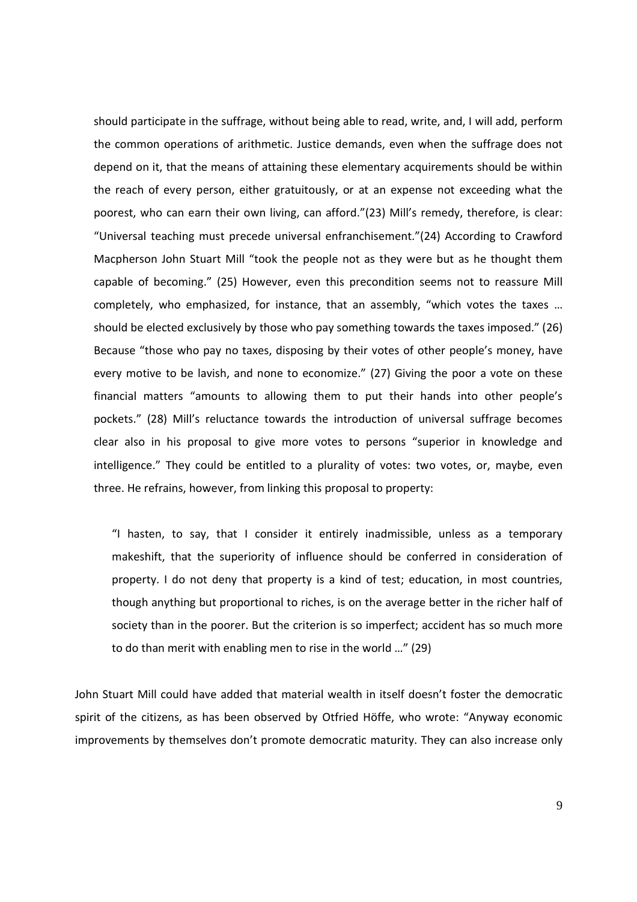should participate in the suffrage, without being able to read, write, and, I will add, perform the common operations of arithmetic. Justice demands, even when the suffrage does not depend on it, that the means of attaining these elementary acquirements should be within the reach of every person, either gratuitously, or at an expense not exceeding what the poorest, who can earn their own living, can afford."(23) Mill's remedy, therefore, is clear: "Universal teaching must precede universal enfranchisement."(24) According to Crawford Macpherson John Stuart Mill "took the people not as they were but as he thought them capable of becoming." (25) However, even this precondition seems not to reassure Mill completely, who emphasized, for instance, that an assembly, "which votes the taxes … should be elected exclusively by those who pay something towards the taxes imposed." (26) Because "those who pay no taxes, disposing by their votes of other people's money, have every motive to be lavish, and none to economize." (27) Giving the poor a vote on these financial matters "amounts to allowing them to put their hands into other people's pockets." (28) Mill's reluctance towards the introduction of universal suffrage becomes clear also in his proposal to give more votes to persons "superior in knowledge and intelligence." They could be entitled to a plurality of votes: two votes, or, maybe, even three. He refrains, however, from linking this proposal to property:

> "I hasten, to say, that I consider it entirely inadmissible, unless as a temporary makeshift, that the superiority of influence should be conferred in consideration of property. I do not deny that property is a kind of test; education, in most countries, though anything but proportional to riches, is on the average better in the richer half of society than in the poorer. But the criterion is so imperfect; accident has so much more to do than merit with enabling men to rise in the world …" (29)

John Stuart Mill could have added that material wealth in itself doesn't foster the democratic spirit of the citizens, as has been observed by Otfried Höffe, who wrote: "Anyway economic improvements by themselves don't promote democratic maturity. They can also increase only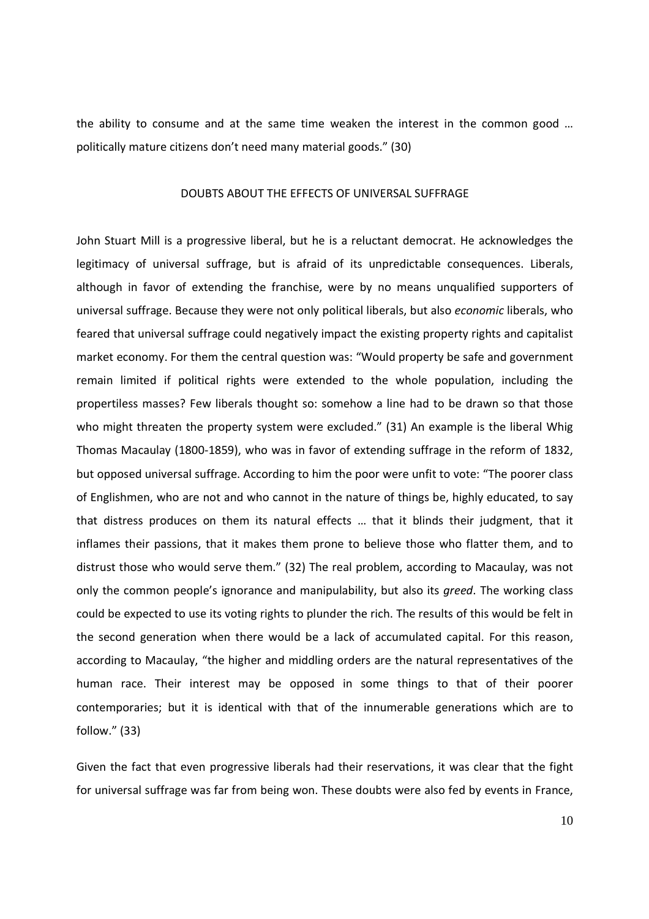the ability to consume and at the same time weaken the interest in the common good … politically mature citizens don't need many material goods." (30)

## DOUBTS ABOUT THE EFFECTS OF UNIVERSAL SUFFRAGE

John Stuart Mill is a progressive liberal, but he is a reluctant democrat. He acknowledges the legitimacy of universal suffrage, but is afraid of its unpredictable consequences. Liberals, although in favor of extending the franchise, were by no means unqualified supporters of universal suffrage. Because they were not only political liberals, but also *economic* liberals, who feared that universal suffrage could negatively impact the existing property rights and capitalist market economy. For them the central question was: "Would property be safe and government remain limited if political rights were extended to the whole population, including the propertiless masses? Few liberals thought so: somehow a line had to be drawn so that those who might threaten the property system were excluded." (31) An example is the liberal Whig Thomas Macaulay (1800-1859), who was in favor of extending suffrage in the reform of 1832, but opposed universal suffrage. According to him the poor were unfit to vote: "The poorer class of Englishmen, who are not and who cannot in the nature of things be, highly educated, to say that distress produces on them its natural effects … that it blinds their judgment, that it inflames their passions, that it makes them prone to believe those who flatter them, and to distrust those who would serve them." (32) The real problem, according to Macaulay, was not only the common people's ignorance and manipulability, but also its *greed*. The working class could be expected to use its voting rights to plunder the rich. The results of this would be felt in the second generation when there would be a lack of accumulated capital. For this reason, according to Macaulay, "the higher and middling orders are the natural representatives of the human race. Their interest may be opposed in some things to that of their poorer contemporaries; but it is identical with that of the innumerable generations which are to follow." (33)

Given the fact that even progressive liberals had their reservations, it was clear that the fight for universal suffrage was far from being won. These doubts were also fed by events in France,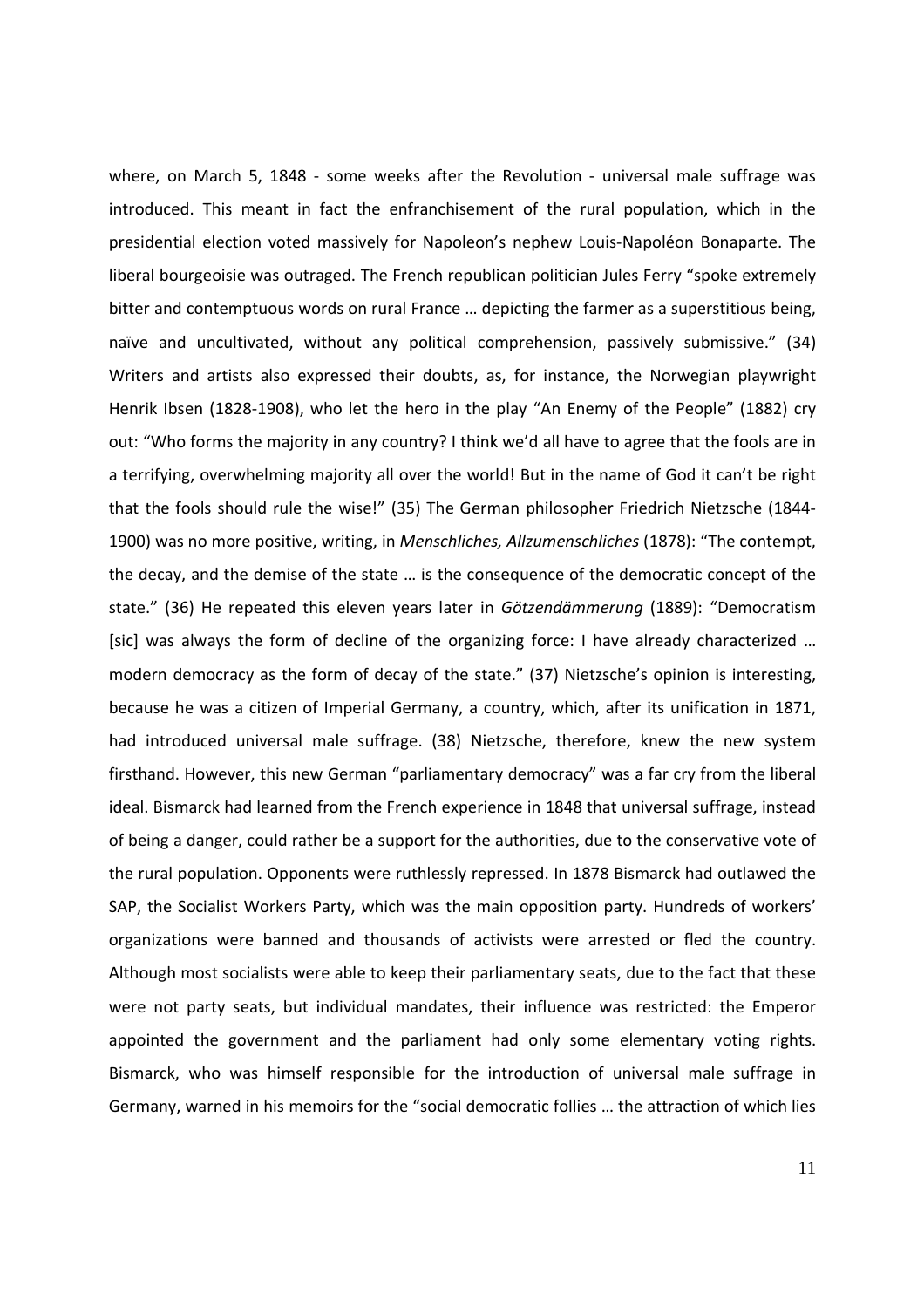where, on March 5, 1848 - some weeks after the Revolution - universal male suffrage was introduced. This meant in fact the enfranchisement of the rural population, which in the presidential election voted massively for Napoleon's nephew Louis-Napoléon Bonaparte. The liberal bourgeoisie was outraged. The French republican politician Jules Ferry "spoke extremely bitter and contemptuous words on rural France … depicting the farmer as a superstitious being, naïve and uncultivated, without any political comprehension, passively submissive." (34) Writers and artists also expressed their doubts, as, for instance, the Norwegian playwright Henrik Ibsen (1828-1908), who let the hero in the play "An Enemy of the People" (1882) cry out: "Who forms the majority in any country? I think we'd all have to agree that the fools are in a terrifying, overwhelming majority all over the world! But in the name of God it can't be right that the fools should rule the wise!" (35) The German philosopher Friedrich Nietzsche (1844-1900) was no more positive, writing, in *Menschliches, Allzumenschliches* (1878): "The contempt, the decay, and the demise of the state … is the consequence of the democratic concept of the state." (36) He repeated this eleven years later in *Götzendämmerung* (1889): "Democratism [sic] was always the form of decline of the organizing force: I have already characterized … modern democracy as the form of decay of the state." (37) Nietzsche's opinion is interesting, because he was a citizen of Imperial Germany, a country, which, after its unification in 1871, had introduced universal male suffrage. (38) Nietzsche, therefore, knew the new system firsthand. However, this new German "parliamentary democracy" was a far cry from the liberal ideal. Bismarck had learned from the French experience in 1848 that universal suffrage, instead of being a danger, could rather be a support for the authorities, due to the conservative vote of the rural population. Opponents were ruthlessly repressed. In 1878 Bismarck had outlawed the SAP, the Socialist Workers Party, which was the main opposition party. Hundreds of workers' organizations were banned and thousands of activists were arrested or fled the country. Although most socialists were able to keep their parliamentary seats, due to the fact that these were not party seats, but individual mandates, their influence was restricted: the Emperor appointed the government and the parliament had only some elementary voting rights. Bismarck, who was himself responsible for the introduction of universal male suffrage in Germany, warned in his memoirs for the "social democratic follies … the attraction of which lies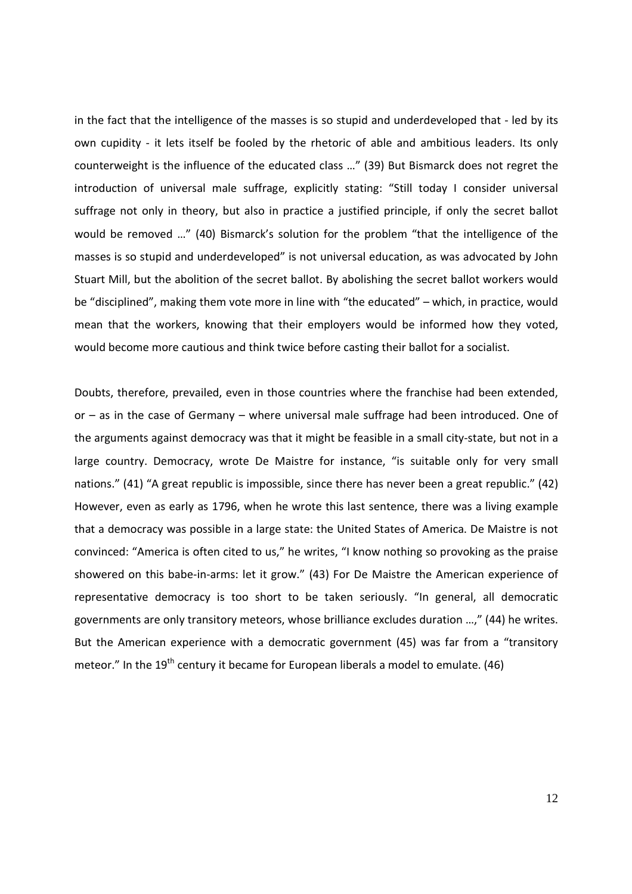in the fact that the intelligence of the masses is so stupid and underdeveloped that - led by its own cupidity - it lets itself be fooled by the rhetoric of able and ambitious leaders. Its only counterweight is the influence of the educated class …" (39) But Bismarck does not regret the introduction of universal male suffrage, explicitly stating: "Still today I consider universal suffrage not only in theory, but also in practice a justified principle, if only the secret ballot would be removed …" (40) Bismarck's solution for the problem "that the intelligence of the masses is so stupid and underdeveloped" is not universal education, as was advocated by John Stuart Mill, but the abolition of the secret ballot. By abolishing the secret ballot workers would be "disciplined", making them vote more in line with "the educated" – which, in practice, would mean that the workers, knowing that their employers would be informed how they voted, would become more cautious and think twice before casting their ballot for a socialist.

Doubts, therefore, prevailed, even in those countries where the franchise had been extended, or – as in the case of Germany – where universal male suffrage had been introduced. One of the arguments against democracy was that it might be feasible in a small city-state, but not in a large country. Democracy, wrote De Maistre for instance, "is suitable only for very small nations." (41) "A great republic is impossible, since there has never been a great republic." (42) However, even as early as 1796, when he wrote this last sentence, there was a living example that a democracy was possible in a large state: the United States of America. De Maistre is not convinced: "America is often cited to us," he writes, "I know nothing so provoking as the praise showered on this babe-in-arms: let it grow." (43) For De Maistre the American experience of representative democracy is too short to be taken seriously. "In general, all democratic governments are only transitory meteors, whose brilliance excludes duration …," (44) he writes. But the American experience with a democratic government (45) was far from a "transitory meteor." In the 19th century it became for European liberals a model to emulate. (46)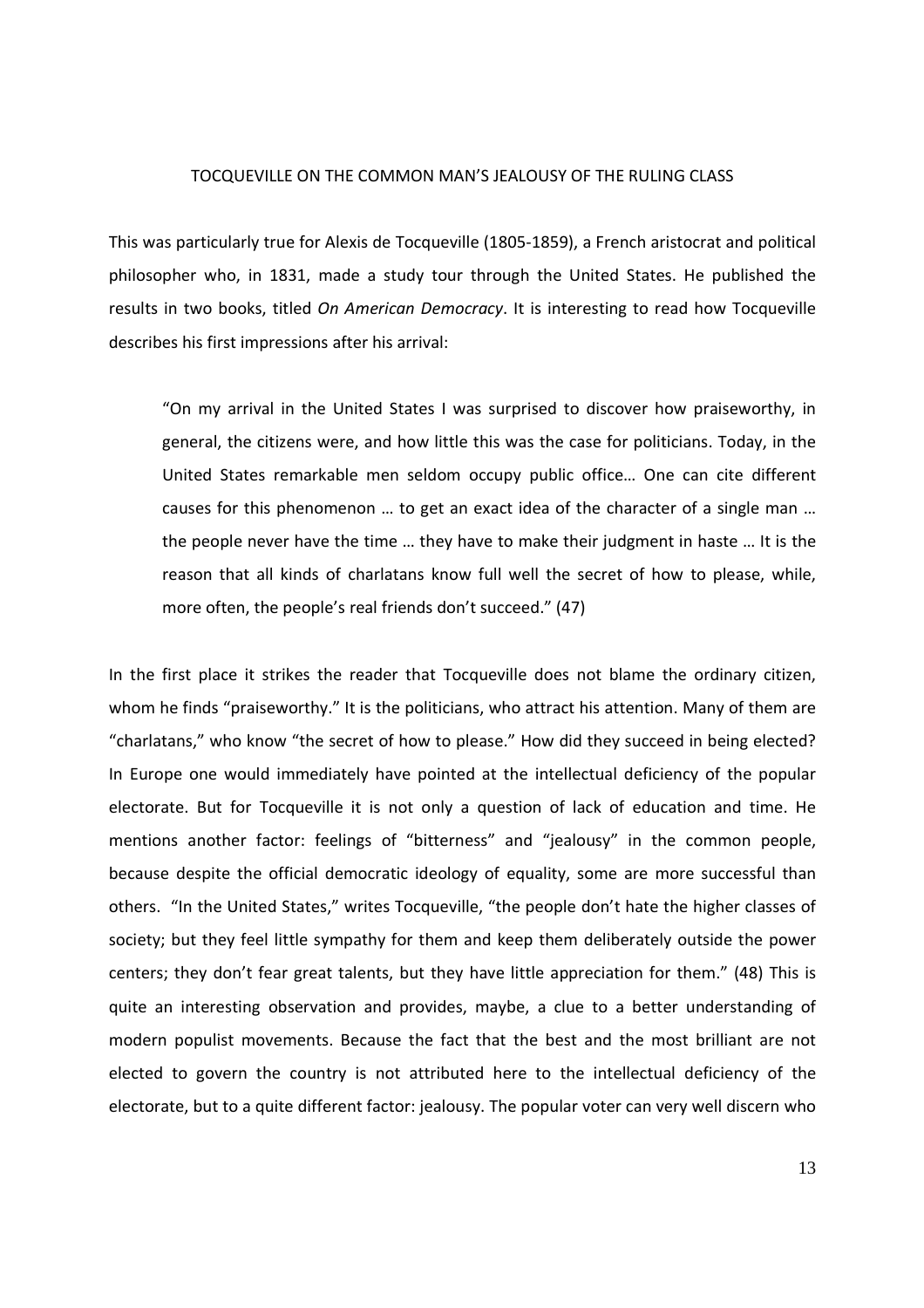## TOCQUEVILLE ON THE COMMON MAN'S JEALOUSY OF THE RULING CLASS

This was particularly true for Alexis de Tocqueville (1805-1859), a French aristocrat and political philosopher who, in 1831, made a study tour through the United States. He published the results in two books, titled *On American Democracy*. It is interesting to read how Tocqueville describes his first impressions after his arrival:

> "On my arrival in the United States I was surprised to discover how praiseworthy, in general, the citizens were, and how little this was the case for politicians. Today, in the United States remarkable men seldom occupy public office… One can cite different causes for this phenomenon … to get an exact idea of the character of a single man … the people never have the time … they have to make their judgment in haste … It is the reason that all kinds of charlatans know full well the secret of how to please, while, more often, the people's real friends don't succeed." (47)

In the first place it strikes the reader that Tocqueville does not blame the ordinary citizen, whom he finds "praiseworthy." It is the politicians, who attract his attention. Many of them are "charlatans," who know "the secret of how to please." How did they succeed in being elected? In Europe one would immediately have pointed at the intellectual deficiency of the popular electorate. But for Tocqueville it is not only a question of lack of education and time. He mentions another factor: feelings of "bitterness" and "jealousy" in the common people, because despite the official democratic ideology of equality, some are more successful than others. "In the United States," writes Tocqueville, "the people don't hate the higher classes of society; but they feel little sympathy for them and keep them deliberately outside the power centers; they don't fear great talents, but they have little appreciation for them." (48) This is quite an interesting observation and provides, maybe, a clue to a better understanding of modern populist movements. Because the fact that the best and the most brilliant are not elected to govern the country is not attributed here to the intellectual deficiency of the electorate, but to a quite different factor: jealousy. The popular voter can very well discern who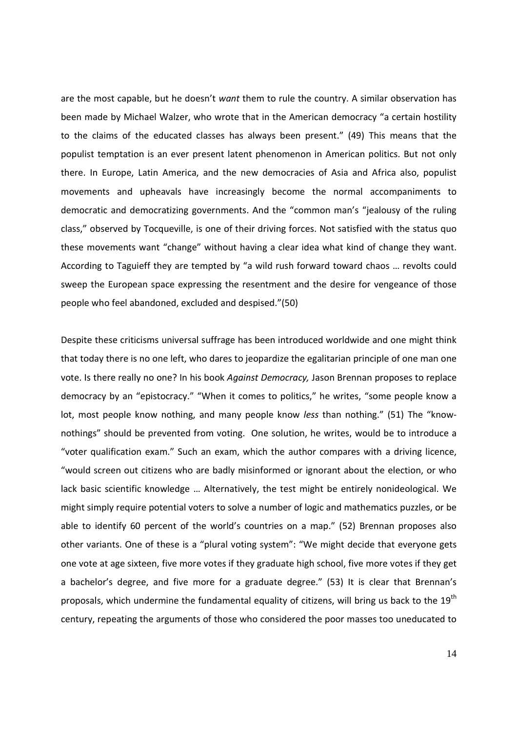are the most capable, but he doesn't *want* them to rule the country. A similar observation has been made by Michael Walzer, who wrote that in the American democracy "a certain hostility to the claims of the educated classes has always been present." (49) This means that the populist temptation is an ever present latent phenomenon in American politics. But not only there. In Europe, Latin America, and the new democracies of Asia and Africa also, populist movements and upheavals have increasingly become the normal accompaniments to democratic and democratizing governments. And the "common man's "jealousy of the ruling class," observed by Tocqueville, is one of their driving forces. Not satisfied with the status quo these movements want "change" without having a clear idea what kind of change they want. According to Taguieff they are tempted by "a wild rush forward toward chaos … revolts could sweep the European space expressing the resentment and the desire for vengeance of those people who feel abandoned, excluded and despised."(50)

Despite these criticisms universal suffrage has been introduced worldwide and one might think that today there is no one left, who dares to jeopardize the egalitarian principle of one man one vote. Is there really no one? In his book *Against Democracy,* Jason Brennan proposes to replace democracy by an "epistocracy." "When it comes to politics," he writes, "some people know a lot, most people know nothing, and many people know *less* than nothing." (51) The "know-nothings" should be prevented from voting. One solution, he writes, would be to introduce a "voter qualification exam." Such an exam, which the author compares with a driving licence, "would screen out citizens who are badly misinformed or ignorant about the election, or who lack basic scientific knowledge … Alternatively, the test might be entirely nonideological. We might simply require potential voters to solve a number of logic and mathematics puzzles, or be able to identify 60 percent of the world's countries on a map." (52) Brennan proposes also other variants. One of these is a "plural voting system": "We might decide that everyone gets one vote at age sixteen, five more votes if they graduate high school, five more votes if they get a bachelor's degree, and five more for a graduate degree." (53) It is clear that Brennan's proposals, which undermine the fundamental equality of citizens, will bring us back to the 19th century, repeating the arguments of those who considered the poor masses too uneducated to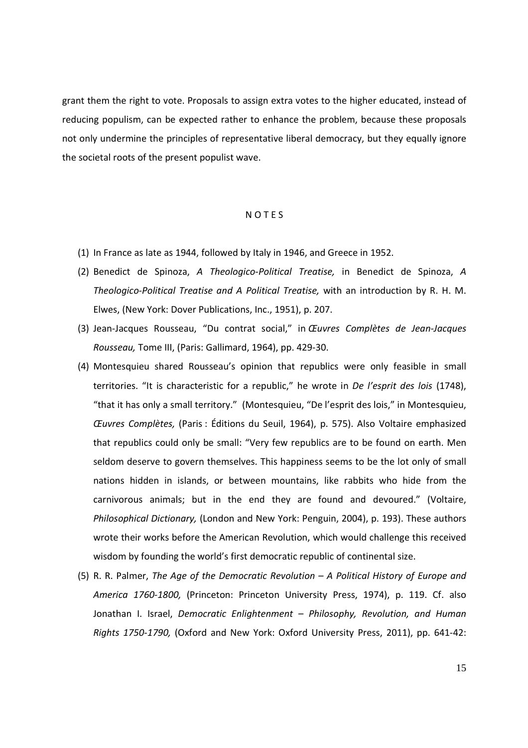grant them the right to vote. Proposals to assign extra votes to the higher educated, instead of reducing populism, can be expected rather to enhance the problem, because these proposals not only undermine the principles of representative liberal democracy, but they equally ignore the societal roots of the present populist wave.

## N O T E S

(1) In France as late as 1944, followed by Italy in 1946, and Greece in 1952.

(2) Benedict de Spinoza, *A Theologico-Political Treatise,* in Benedict de Spinoza, *A Theologico-Political Treatise and A Political Treatise,* with an introduction by R. H. M. Elwes, (New York: Dover Publications, Inc., 1951), p. 207.

(3) Jean-Jacques Rousseau, "Du contrat social," in *Œuvres Complètes de Jean-Jacques Rousseau,* Tome III, (Paris: Gallimard, 1964), pp. 429-30.

(4) Montesquieu shared Rousseau's opinion that republics were only feasible in small territories. "It is characteristic for a republic," he wrote in *De l'esprit des lois* (1748), "that it has only a small territory." (Montesquieu, "De l'esprit des lois," in Montesquieu, *Œuvres Complètes,* (Paris : Éditions du Seuil, 1964), p. 575). Also Voltaire emphasized that republics could only be small: "Very few republics are to be found on earth. Men seldom deserve to govern themselves. This happiness seems to be the lot only of small nations hidden in islands, or between mountains, like rabbits who hide from the carnivorous animals; but in the end they are found and devoured." (Voltaire, *Philosophical Dictionary,* (London and New York: Penguin, 2004), p. 193). These authors wrote their works before the American Revolution, which would challenge this received wisdom by founding the world's first democratic republic of continental size.

(5) R. R. Palmer, *The Age of the Democratic Revolution – A Political History of Europe and America 1760-1800,* (Princeton: Princeton University Press, 1974), p. 119. Cf. also Jonathan I. Israel, *Democratic Enlightenment – Philosophy, Revolution, and Human Rights 1750-1790,* (Oxford and New York: Oxford University Press, 2011), pp. 641-42: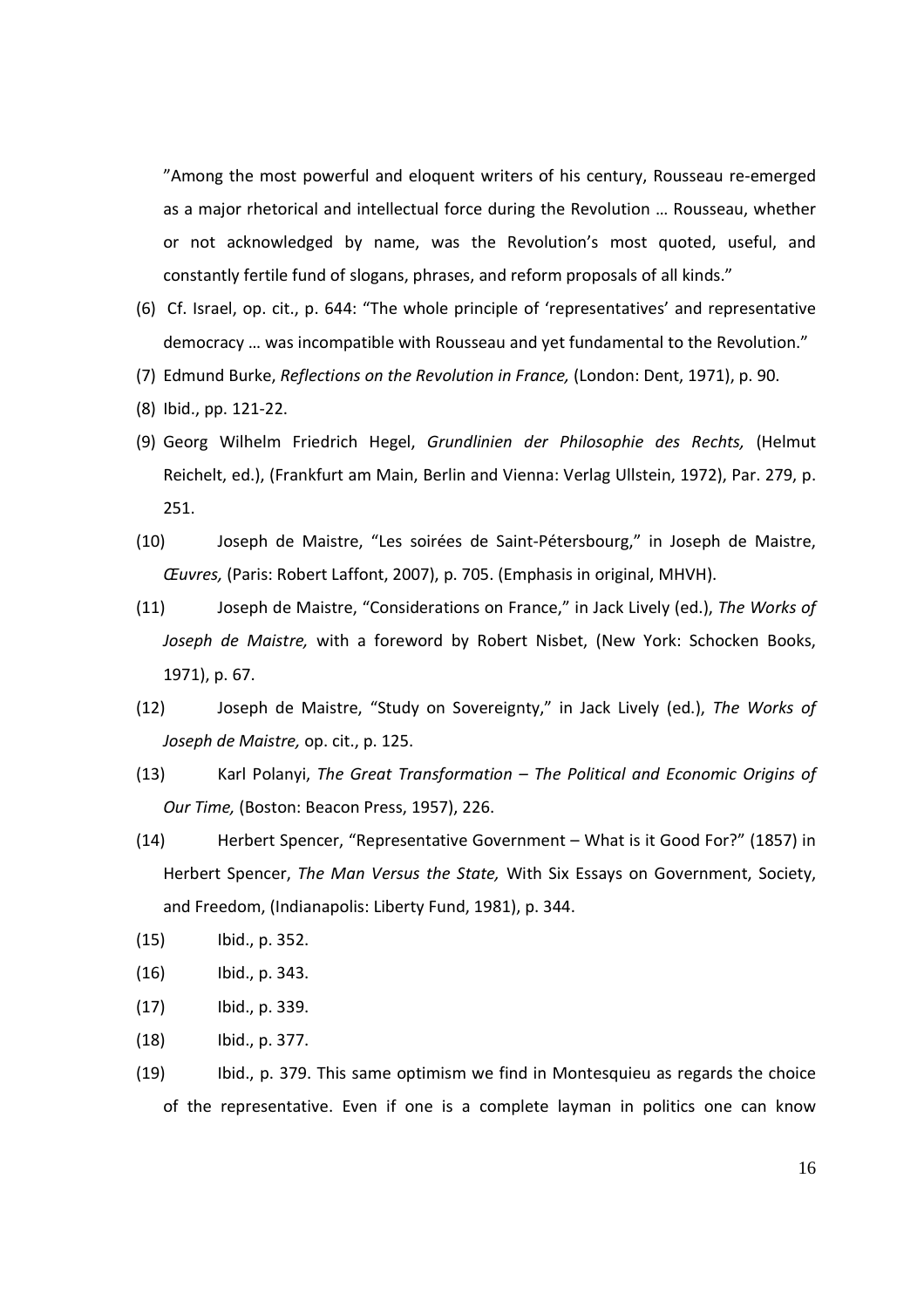"Among the most powerful and eloquent writers of his century, Rousseau re-emerged as a major rhetorical and intellectual force during the Revolution … Rousseau, whether or not acknowledged by name, was the Revolution's most quoted, useful, and constantly fertile fund of slogans, phrases, and reform proposals of all kinds."

(6) Cf. Israel, op. cit., p. 644: "The whole principle of 'representatives' and representative democracy … was incompatible with Rousseau and yet fundamental to the Revolution."

(7) Edmund Burke, *Reflections on the Revolution in France,* (London: Dent, 1971), p. 90.

(8) Ibid., pp. 121-22.

(9) Georg Wilhelm Friedrich Hegel, *Grundlinien der Philosophie des Rechts,* (Helmut Reichelt, ed.), (Frankfurt am Main, Berlin and Vienna: Verlag Ullstein, 1972), Par. 279, p. 251.

(10) Joseph de Maistre, "Les soirées de Saint-Pétersbourg," in Joseph de Maistre, *Œuvres,* (Paris: Robert Laffont, 2007), p. 705. (Emphasis in original, MHVH).

(11) Joseph de Maistre, "Considerations on France," in Jack Lively (ed.), *The Works of Joseph de Maistre,* with a foreword by Robert Nisbet, (New York: Schocken Books, 1971), p. 67.

(12) Joseph de Maistre, "Study on Sovereignty," in Jack Lively (ed.), *The Works of Joseph de Maistre,* op. cit., p. 125.

(13) Karl Polanyi, *The Great Transformation – The Political and Economic Origins of Our Time,* (Boston: Beacon Press, 1957), 226.

(14) Herbert Spencer, "Representative Government – What is it Good For?" (1857) in Herbert Spencer, *The Man Versus the State,* With Six Essays on Government, Society, and Freedom, (Indianapolis: Liberty Fund, 1981), p. 344.

(15) Ibid., p. 352.

(16) Ibid., p. 343.

(17) Ibid., p. 339.

(18) Ibid., p. 377.

(19) Ibid., p. 379. This same optimism we find in Montesquieu as regards the choice of the representative. Even if one is a complete layman in politics one can know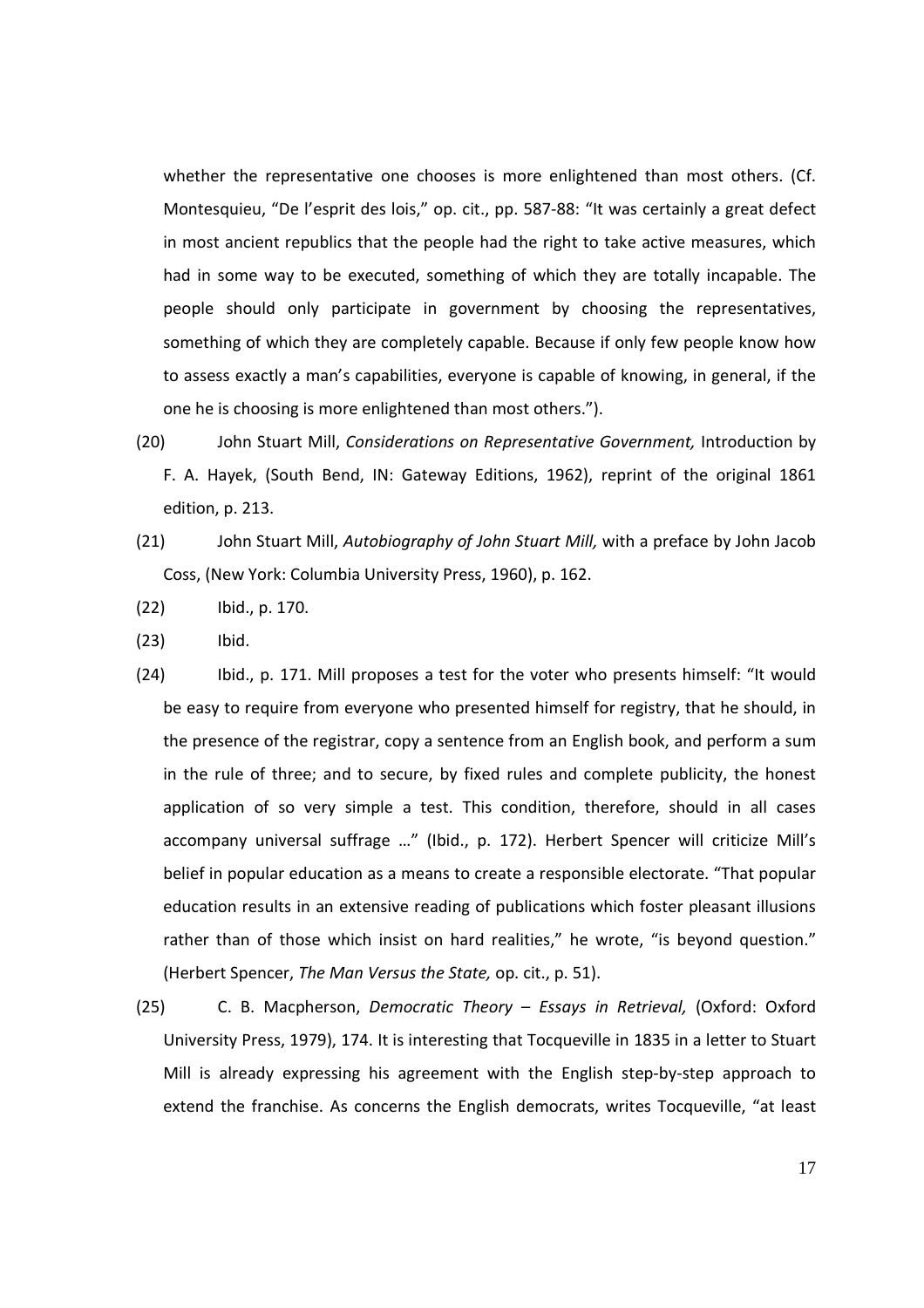whether the representative one chooses is more enlightened than most others. (Cf. Montesquieu, "De l'esprit des lois," op. cit., pp. 587-88: "It was certainly a great defect in most ancient republics that the people had the right to take active measures, which had in some way to be executed, something of which they are totally incapable. The people should only participate in government by choosing the representatives, something of which they are completely capable. Because if only few people know how to assess exactly a man's capabilities, everyone is capable of knowing, in general, if the one he is choosing is more enlightened than most others.").

(20) John Stuart Mill, *Considerations on Representative Government,* Introduction by F. A. Hayek, (South Bend, IN: Gateway Editions, 1962), reprint of the original 1861 edition, p. 213.

(21) John Stuart Mill, *Autobiography of John Stuart Mill,* with a preface by John Jacob Coss, (New York: Columbia University Press, 1960), p. 162.

(22) Ibid., p. 170.

(23) Ibid.

(24) Ibid., p. 171. Mill proposes a test for the voter who presents himself: "It would be easy to require from everyone who presented himself for registry, that he should, in the presence of the registrar, copy a sentence from an English book, and perform a sum in the rule of three; and to secure, by fixed rules and complete publicity, the honest application of so very simple a test. This condition, therefore, should in all cases accompany universal suffrage …" (Ibid., p. 172). Herbert Spencer will criticize Mill's belief in popular education as a means to create a responsible electorate. "That popular education results in an extensive reading of publications which foster pleasant illusions rather than of those which insist on hard realities," he wrote, "is beyond question." (Herbert Spencer, *The Man Versus the State,* op. cit., p. 51).

(25) C. B. Macpherson, *Democratic Theory – Essays in Retrieval,* (Oxford: Oxford University Press, 1979), 174. It is interesting that Tocqueville in 1835 in a letter to Stuart Mill is already expressing his agreement with the English step-by-step approach to extend the franchise. As concerns the English democrats, writes Tocqueville, "at least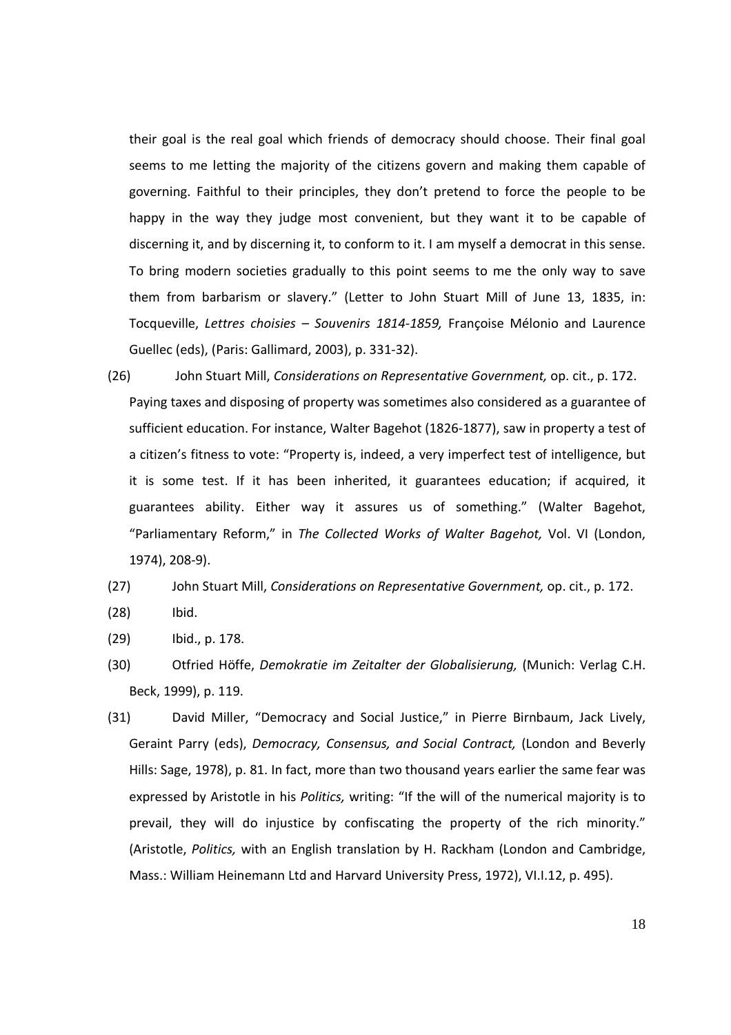their goal is the real goal which friends of democracy should choose. Their final goal seems to me letting the majority of the citizens govern and making them capable of governing. Faithful to their principles, they don't pretend to force the people to be happy in the way they judge most convenient, but they want it to be capable of discerning it, and by discerning it, to conform to it. I am myself a democrat in this sense. To bring modern societies gradually to this point seems to me the only way to save them from barbarism or slavery." (Letter to John Stuart Mill of June 13, 1835, in: Tocqueville, *Lettres choisies – Souvenirs 1814-1859,* Françoise Mélonio and Laurence Guellec (eds), (Paris: Gallimard, 2003), p. 331-32).

(26) John Stuart Mill, *Considerations on Representative Government,* op. cit., p. 172. Paying taxes and disposing of property was sometimes also considered as a guarantee of sufficient education. For instance, Walter Bagehot (1826-1877), saw in property a test of a citizen's fitness to vote: "Property is, indeed, a very imperfect test of intelligence, but it is some test. If it has been inherited, it guarantees education; if acquired, it guarantees ability. Either way it assures us of something." (Walter Bagehot, "Parliamentary Reform," in *The Collected Works of Walter Bagehot,* Vol. VI (London, 1974), 208-9).

(27) John Stuart Mill, *Considerations on Representative Government,* op. cit., p. 172.

(28) Ibid.

(29) Ibid., p. 178.

(30) Otfried Höffe, *Demokratie im Zeitalter der Globalisierung,* (Munich: Verlag C.H. Beck, 1999), p. 119.

(31) David Miller, "Democracy and Social Justice," in Pierre Birnbaum, Jack Lively, Geraint Parry (eds), *Democracy, Consensus, and Social Contract,* (London and Beverly Hills: Sage, 1978), p. 81. In fact, more than two thousand years earlier the same fear was expressed by Aristotle in his *Politics,* writing: "If the will of the numerical majority is to prevail, they will do injustice by confiscating the property of the rich minority." (Aristotle, *Politics,* with an English translation by H. Rackham (London and Cambridge, Mass.: William Heinemann Ltd and Harvard University Press, 1972), VI.I.12, p. 495).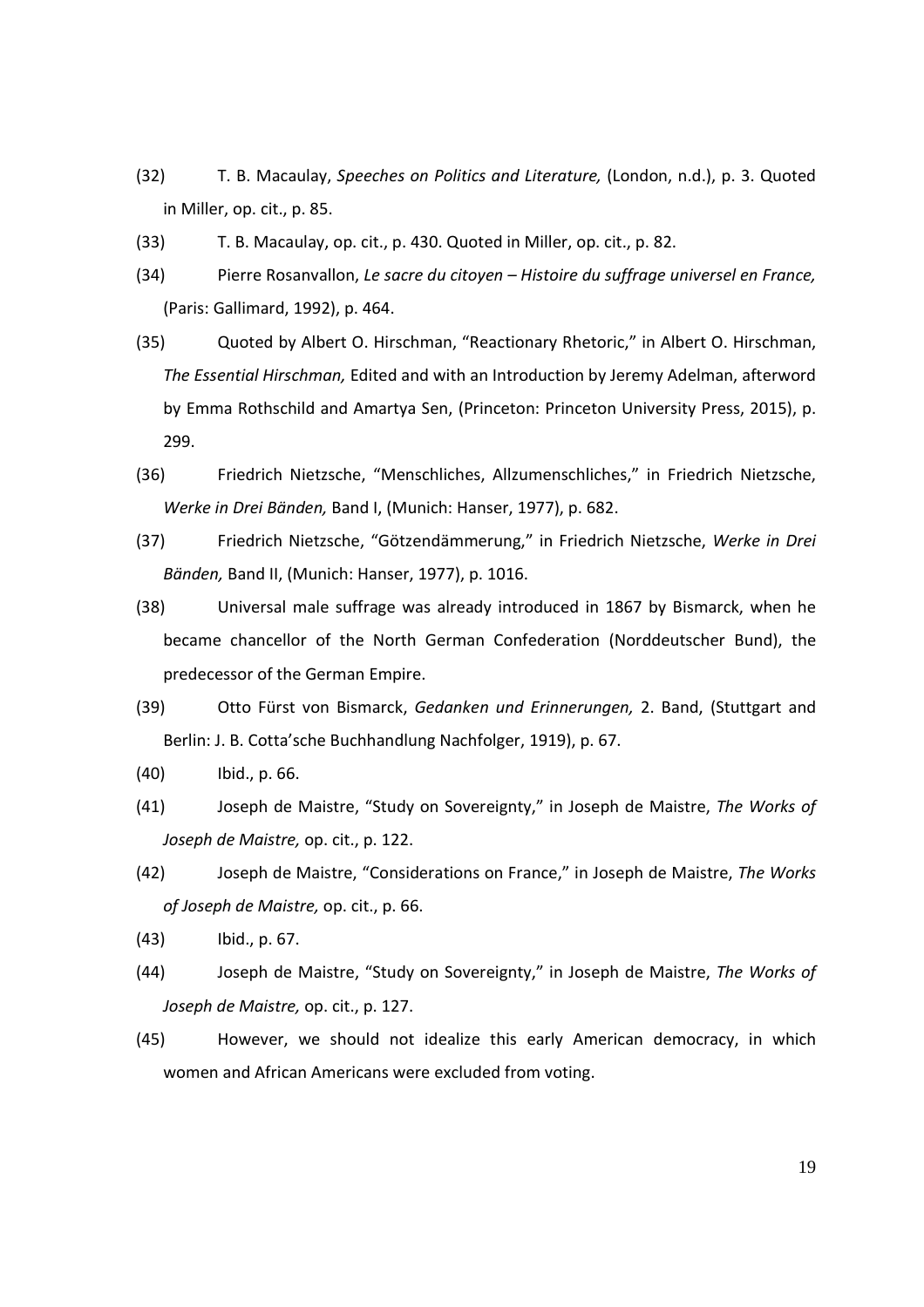(32) T. B. Macaulay, *Speeches on Politics and Literature,* (London, n.d.), p. 3. Quoted in Miller, op. cit., p. 85.

(33) T. B. Macaulay, op. cit., p. 430. Quoted in Miller, op. cit., p. 82.

(34) Pierre Rosanvallon, *Le sacre du citoyen – Histoire du suffrage universel en France,* (Paris: Gallimard, 1992), p. 464.

(35) Quoted by Albert O. Hirschman, "Reactionary Rhetoric," in Albert O. Hirschman, *The Essential Hirschman,* Edited and with an Introduction by Jeremy Adelman, afterword by Emma Rothschild and Amartya Sen, (Princeton: Princeton University Press, 2015), p. 299.

(36) Friedrich Nietzsche, "Menschliches, Allzumenschliches," in Friedrich Nietzsche, *Werke in Drei Bänden,* Band I, (Munich: Hanser, 1977), p. 682.

(37) Friedrich Nietzsche, "Götzendämmerung," in Friedrich Nietzsche, *Werke in Drei Bänden,* Band II, (Munich: Hanser, 1977), p. 1016.

(38) Universal male suffrage was already introduced in 1867 by Bismarck, when he became chancellor of the North German Confederation (Norddeutscher Bund), the predecessor of the German Empire.

(39) Otto Fürst von Bismarck, *Gedanken und Erinnerungen,* 2. Band, (Stuttgart and Berlin: J. B. Cotta'sche Buchhandlung Nachfolger, 1919), p. 67.

(40) Ibid., p. 66.

(41) Joseph de Maistre, "Study on Sovereignty," in Joseph de Maistre, *The Works of Joseph de Maistre,* op. cit., p. 122.

(42) Joseph de Maistre, "Considerations on France," in Joseph de Maistre, *The Works of Joseph de Maistre,* op. cit., p. 66.

(43) Ibid., p. 67.

(44) Joseph de Maistre, "Study on Sovereignty," in Joseph de Maistre, *The Works of Joseph de Maistre,* op. cit., p. 127.

(45) However, we should not idealize this early American democracy, in which women and African Americans were excluded from voting.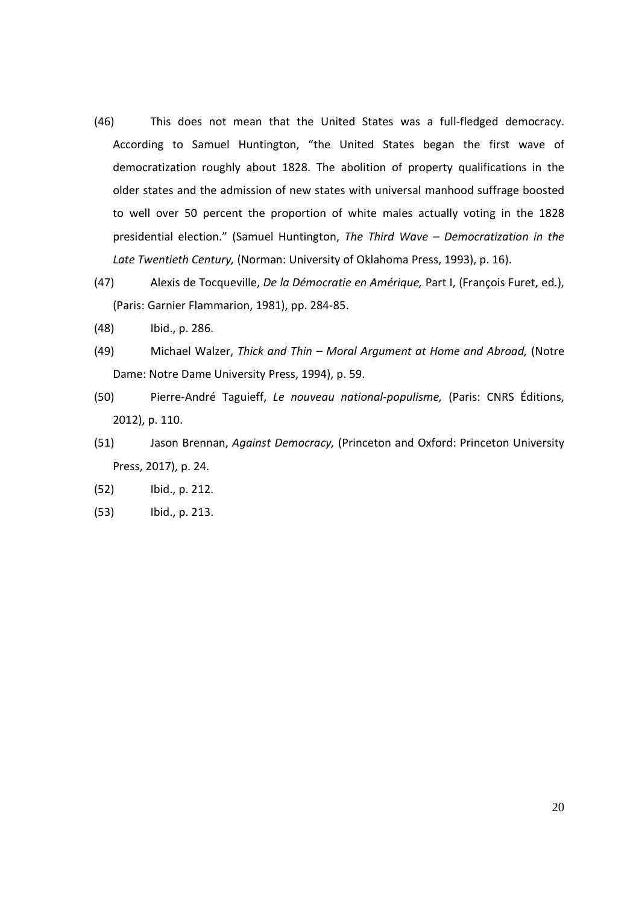(46) This does not mean that the United States was a full-fledged democracy. According to Samuel Huntington, “the United States began the first wave of democratization roughly about 1828. The abolition of property qualifications in the older states and the admission of new states with universal manhood suffrage boosted to well over 50 percent the proportion of white males actually voting in the 1828 presidential election.” (Samuel Huntington, *The Third Wave – Democratization in the Late Twentieth Century,* (Norman: University of Oklahoma Press, 1993), p. 16).

(47) Alexis de Tocqueville, *De la Démocratie en Amérique,* Part I, (François Furet, ed.), (Paris: Garnier Flammarion, 1981), pp. 284-85.

(48) Ibid., p. 286.

(49) Michael Walzer, *Thick and Thin – Moral Argument at Home and Abroad,* (Notre Dame: Notre Dame University Press, 1994), p. 59.

(50) Pierre-André Taguieff, *Le nouveau national-populisme,* (Paris: CNRS Éditions, 2012), p. 110.

(51) Jason Brennan, *Against Democracy,* (Princeton and Oxford: Princeton University Press, 2017), p. 24.

(52) Ibid., p. 212.

(53) Ibid., p. 213.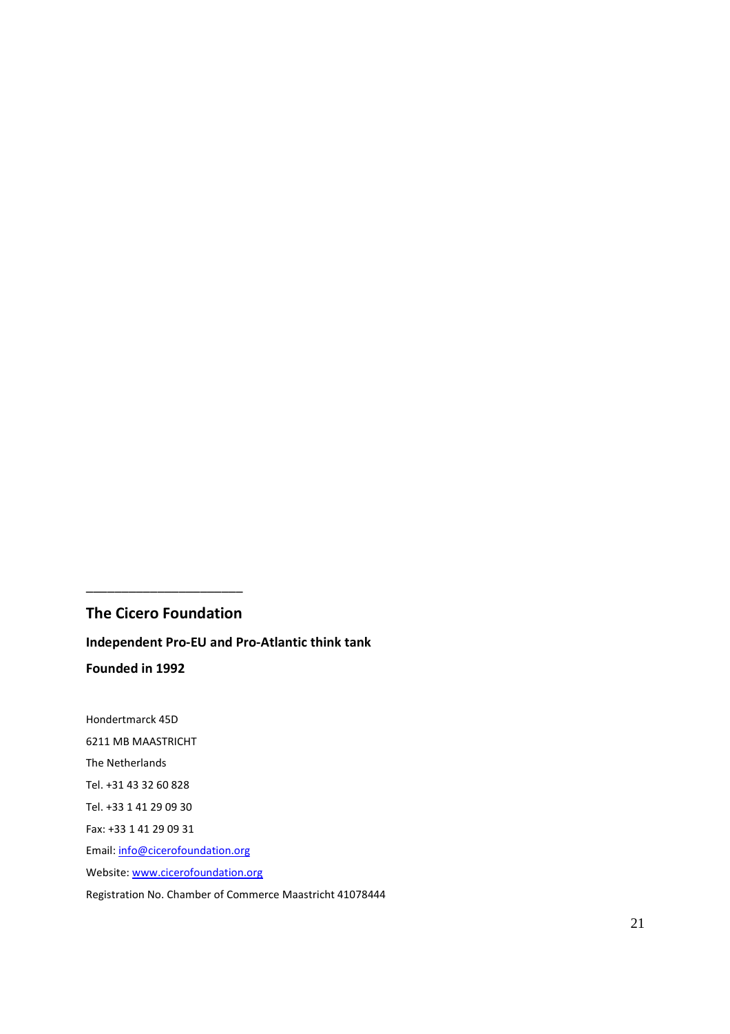________________________

## The Cicero Foundation

**Independent Pro-EU and Pro-Atlantic think tank**

**Founded in 1992**

Hondertmarck 45D

6211 MB MAASTRICHT

The Netherlands

Tel. +31 43 32 60 828

Tel. +33 1 41 29 09 30

Fax: +33 1 41 29 09 31

Email: info@cicerofoundation.org

Website: www.cicerofoundation.org

Registration No. Chamber of Commerce Maastricht 41078444